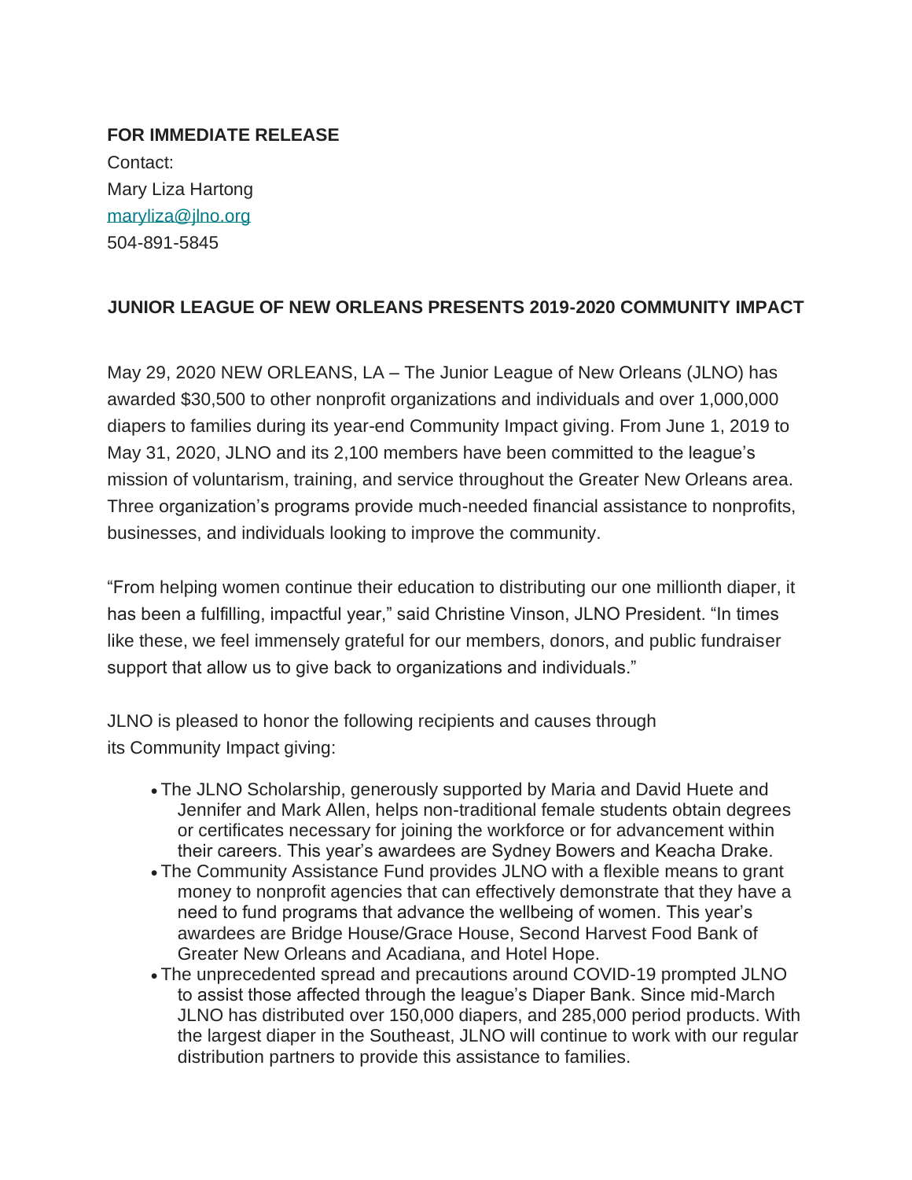**FOR IMMEDIATE RELEASE**

Contact:
Mary Liza Hartong
[maryliza@jlno.org](mailto:maryliza@jlno.org)
504-891-5845

**JUNIOR LEAGUE OF NEW ORLEANS PRESENTS 2019-2020 COMMUNITY IMPACT**

May 29, 2020 NEW ORLEANS, LA – The Junior League of New Orleans (JLNO) has awarded $30,500 to other nonprofit organizations and individuals and over 1,000,000 diapers to families during its year-end Community Impact giving. From June 1, 2019 to May 31, 2020, JLNO and its 2,100 members have been committed to the league's mission of voluntarism, training, and service throughout the Greater New Orleans area. Three organization's programs provide much-needed financial assistance to nonprofits, businesses, and individuals looking to improve the community.

"From helping women continue their education to distributing our one millionth diaper, it has been a fulfilling, impactful year," said Christine Vinson, JLNO President. "In times like these, we feel immensely grateful for our members, donors, and public fundraiser support that allow us to give back to organizations and individuals."

JLNO is pleased to honor the following recipients and causes through its Community Impact giving:

- The JLNO Scholarship, generously supported by Maria and David Huete and Jennifer and Mark Allen, helps non-traditional female students obtain degrees or certificates necessary for joining the workforce or for advancement within their careers. This year's awardees are Sydney Bowers and Keacha Drake.
- The Community Assistance Fund provides JLNO with a flexible means to grant money to nonprofit agencies that can effectively demonstrate that they have a need to fund programs that advance the wellbeing of women. This year's awardees are Bridge House/Grace House, Second Harvest Food Bank of Greater New Orleans and Acadiana, and Hotel Hope.
- The unprecedented spread and precautions around COVID-19 prompted JLNO to assist those affected through the league's Diaper Bank. Since mid-March JLNO has distributed over 150,000 diapers, and 285,000 period products. With the largest diaper in the Southeast, JLNO will continue to work with our regular distribution partners to provide this assistance to families.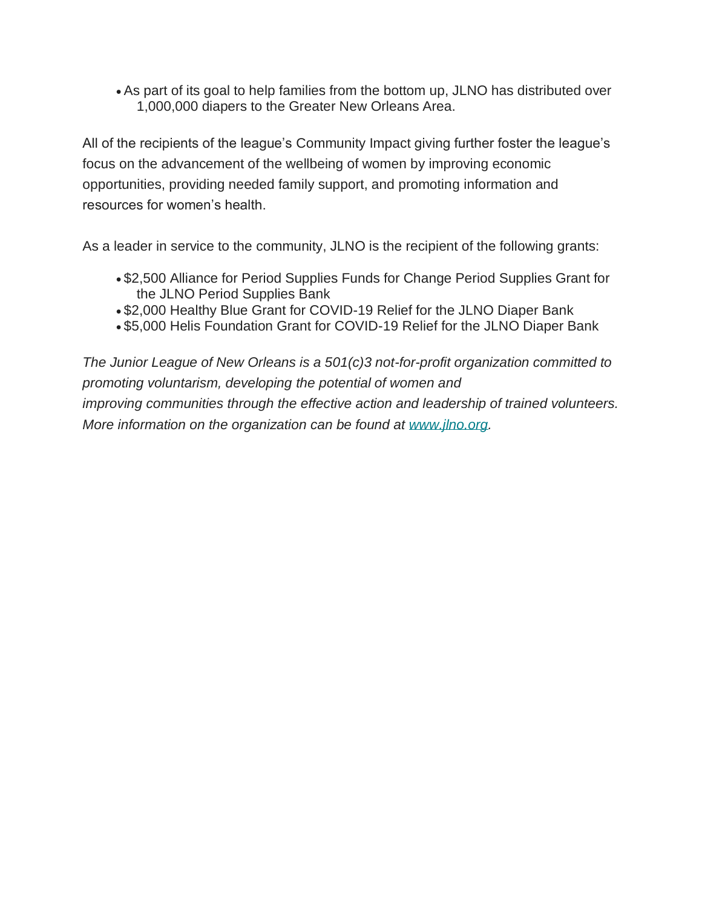- As part of its goal to help families from the bottom up, JLNO has distributed over 1,000,000 diapers to the Greater New Orleans Area.

All of the recipients of the league's Community Impact giving further foster the league's focus on the advancement of the wellbeing of women by improving economic opportunities, providing needed family support, and promoting information and resources for women's health.

As a leader in service to the community, JLNO is the recipient of the following grants:

- $2,500 Alliance for Period Supplies Funds for Change Period Supplies Grant for the JLNO Period Supplies Bank
- $2,000 Healthy Blue Grant for COVID-19 Relief for the JLNO Diaper Bank
- $5,000 Helis Foundation Grant for COVID-19 Relief for the JLNO Diaper Bank

*The Junior League of New Orleans is a 501(c)3 not-for-profit organization committed to promoting voluntarism, developing the potential of women and improving communities through the effective action and leadership of trained volunteers. More information on the organization can be found at [www.jlno.org](http://www.jlno.org).*